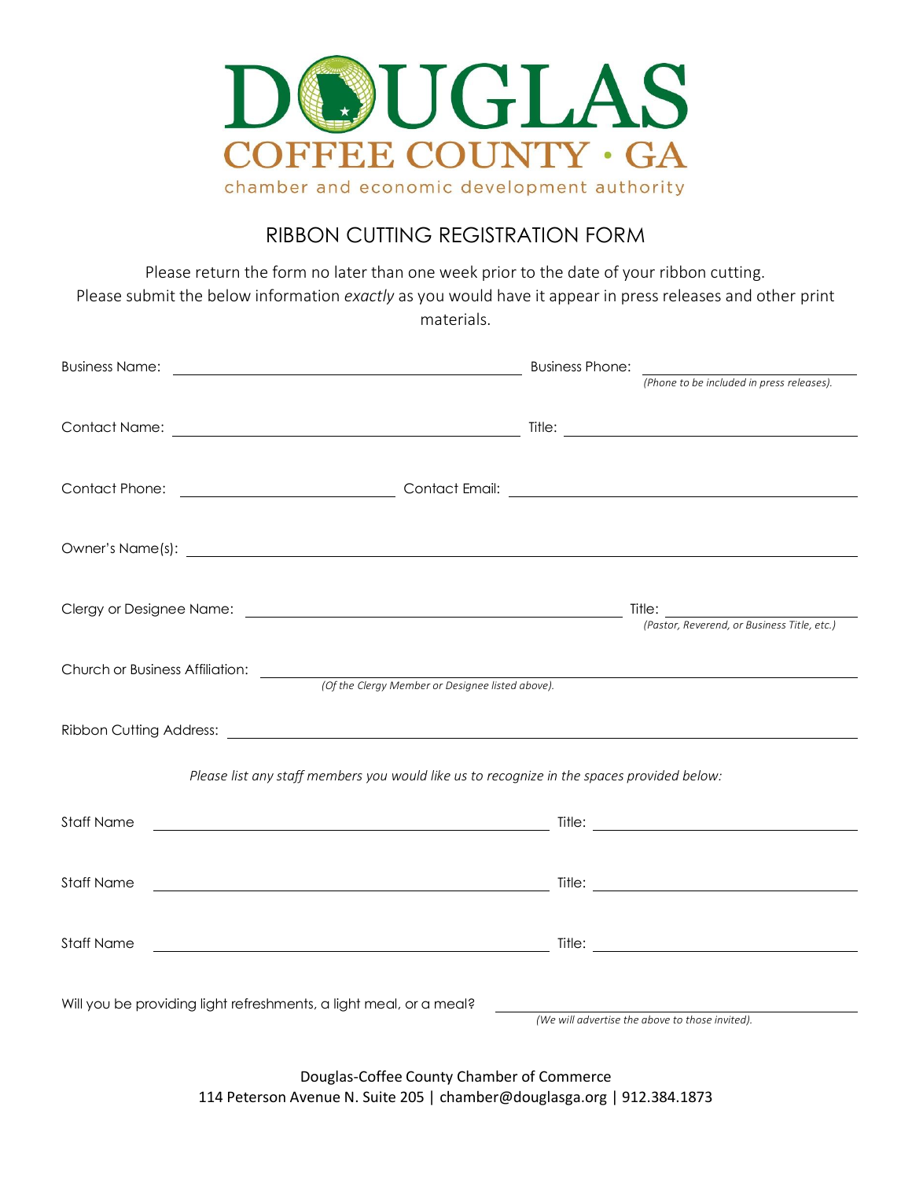# DOUGLAS

## COFFEE COUNTY · GA

chamber and economic development authority

## RIBBON CUTTING REGISTRATION FORM

Please return the form no later than one week prior to the date of your ribbon cutting.
Please submit the below information *exactly* as you would have it appear in press releases and other print materials.

Business Name: ______________________ Business Phone: ______________________
*(Phone to be included in press releases).*

Contact Name: ______________________ Title: ______________________

Contact Phone: ______________________ Contact Email: ______________________

Owner's Name(s): ______________________

Clergy or Designee Name: ______________________ Title: ______________________
*(Pastor, Reverend, or Business Title, etc.)*

Church or Business Affiliation: ______________________
*(Of the Clergy Member or Designee listed above).*

Ribbon Cutting Address: ______________________

*Please list any staff members you would like us to recognize in the spaces provided below:*

Staff Name ______________________ Title: ______________________

Staff Name ______________________ Title: ______________________

Staff Name ______________________ Title: ______________________

Will you be providing light refreshments, a light meal, or a meal? ______________________
*(We will advertise the above to those invited).*

Douglas-Coffee County Chamber of Commerce
114 Peterson Avenue N. Suite 205 | chamber@douglasga.org | 912.384.1873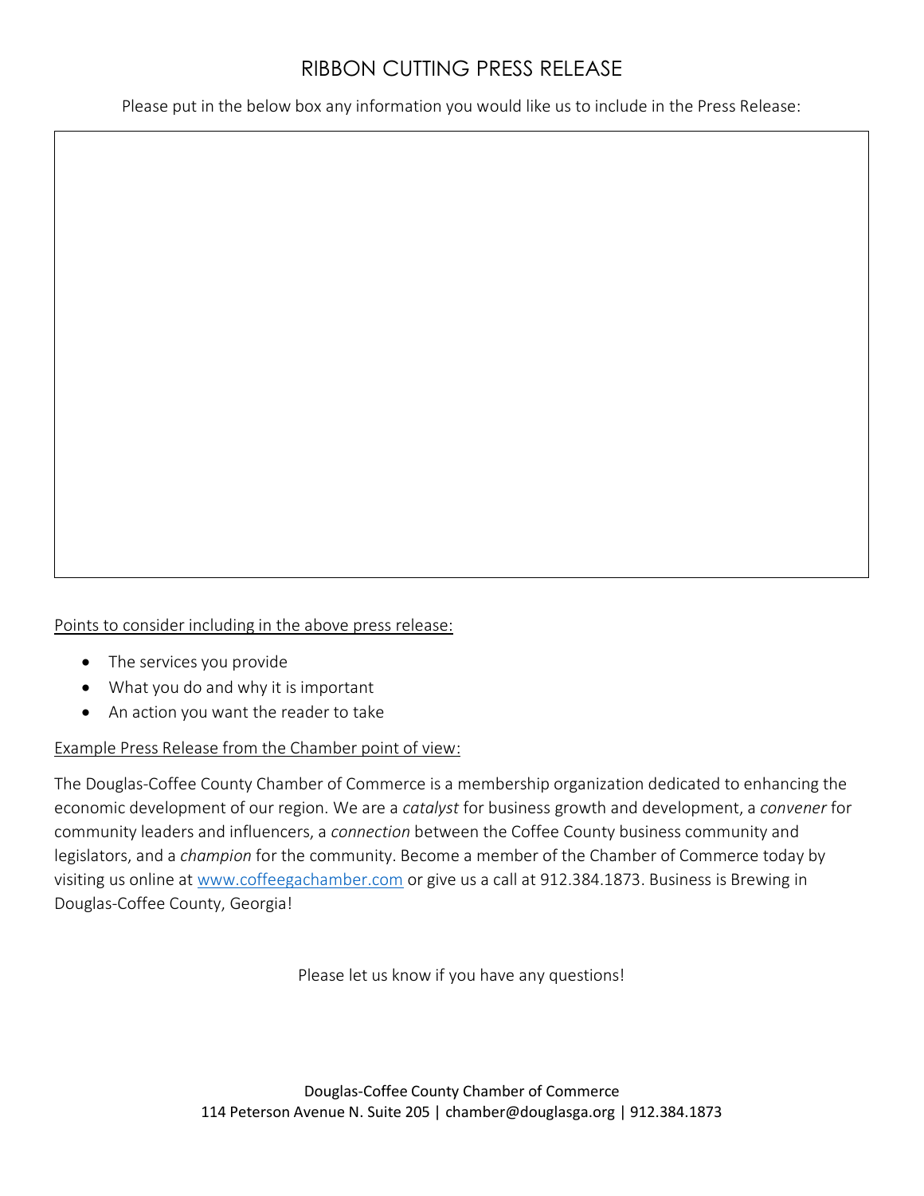# RIBBON CUTTING PRESS RELEASE

Please put in the below box any information you would like us to include in the Press Release:

Points to consider including in the above press release:

- The services you provide
- What you do and why it is important
- An action you want the reader to take

Example Press Release from the Chamber point of view:

The Douglas-Coffee County Chamber of Commerce is a membership organization dedicated to enhancing the economic development of our region. We are a *catalyst* for business growth and development, a *convener* for community leaders and influencers, a *connection* between the Coffee County business community and legislators, and a *champion* for the community. Become a member of the Chamber of Commerce today by visiting us online at www.coffeegachamber.com or give us a call at 912.384.1873. Business is Brewing in Douglas-Coffee County, Georgia!

Please let us know if you have any questions!

Douglas-Coffee County Chamber of Commerce
114 Peterson Avenue N. Suite 205 | chamber@douglasga.org | 912.384.1873